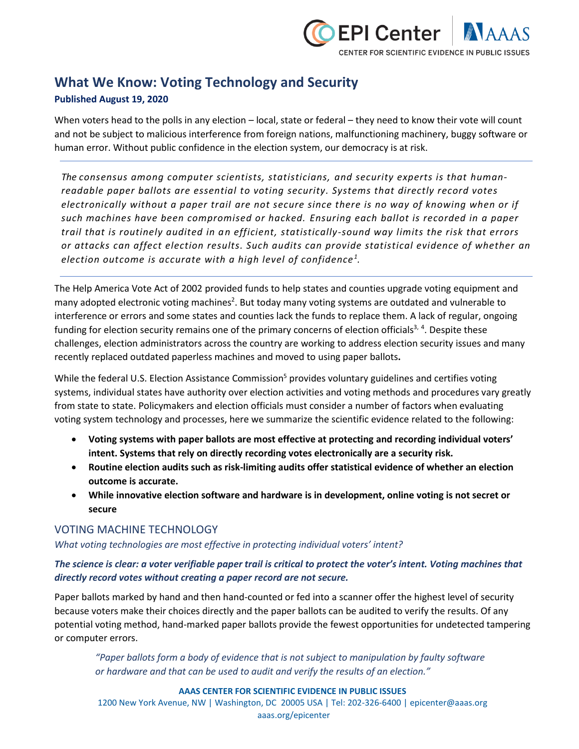# What We Know: Voting Technology and Security

**Published August 19, 2020**

When voters head to the polls in any election – local, state or federal – they need to know their vote will count and not be subject to malicious interference from foreign nations, malfunctioning machinery, buggy software or human error. Without public confidence in the election system, our democracy is at risk.

---

*The consensus among computer scientists, statisticians, and security experts is that human-readable paper ballots are essential to voting security. Systems that directly record votes electronically without a paper trail are not secure since there is no way of knowing when or if such machines have been compromised or hacked. Ensuring each ballot is recorded in a paper trail that is routinely audited in an efficient, statistically-sound way limits the risk that errors or attacks can affect election results. Such audits can provide statistical evidence of whether an election outcome is accurate with a high level of confidence[1].*

---

The Help America Vote Act of 2002 provided funds to help states and counties upgrade voting equipment and many adopted electronic voting machines[2]. But today many voting systems are outdated and vulnerable to interference or errors and some states and counties lack the funds to replace them. A lack of regular, ongoing funding for election security remains one of the primary concerns of election officials[3, 4]. Despite these challenges, election administrators across the country are working to address election security issues and many recently replaced outdated paperless machines and moved to using paper ballots**.**

While the federal U.S. Election Assistance Commission[5] provides voluntary guidelines and certifies voting systems, individual states have authority over election activities and voting methods and procedures vary greatly from state to state. Policymakers and election officials must consider a number of factors when evaluating voting system technology and processes, here we summarize the scientific evidence related to the following:

- **Voting systems with paper ballots are most effective at protecting and recording individual voters' intent. Systems that rely on directly recording votes electronically are a security risk.**
- **Routine election audits such as risk-limiting audits offer statistical evidence of whether an election outcome is accurate.**
- **While innovative election software and hardware is in development, online voting is not secret or secure**

## VOTING MACHINE TECHNOLOGY

*What voting technologies are most effective in protecting individual voters' intent?*

***The science is clear: a voter verifiable paper trail is critical to protect the voter's intent. Voting machines that directly record votes without creating a paper record are not secure.***

Paper ballots marked by hand and then hand-counted or fed into a scanner offer the highest level of security because voters make their choices directly and the paper ballots can be audited to verify the results. Of any potential voting method, hand-marked paper ballots provide the fewest opportunities for undetected tampering or computer errors.

> *"Paper ballots form a body of evidence that is not subject to manipulation by faulty software or hardware and that can be used to audit and verify the results of an election."*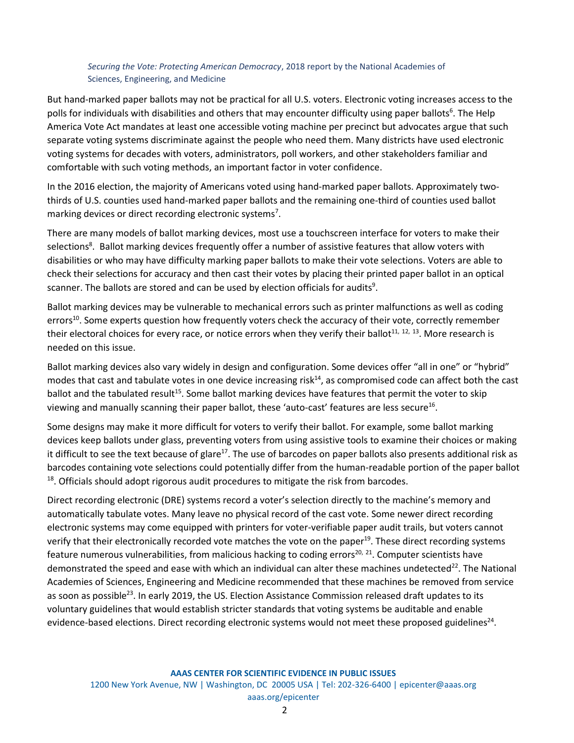*Securing the Vote: Protecting American Democracy*, 2018 report by the National Academies of Sciences, Engineering, and Medicine

But hand-marked paper ballots may not be practical for all U.S. voters. Electronic voting increases access to the polls for individuals with disabilities and others that may encounter difficulty using paper ballots[6]. The Help America Vote Act mandates at least one accessible voting machine per precinct but advocates argue that such separate voting systems discriminate against the people who need them. Many districts have used electronic voting systems for decades with voters, administrators, poll workers, and other stakeholders familiar and comfortable with such voting methods, an important factor in voter confidence.

In the 2016 election, the majority of Americans voted using hand-marked paper ballots. Approximately two-thirds of U.S. counties used hand-marked paper ballots and the remaining one-third of counties used ballot marking devices or direct recording electronic systems[7].

There are many models of ballot marking devices, most use a touchscreen interface for voters to make their selections[8]. Ballot marking devices frequently offer a number of assistive features that allow voters with disabilities or who may have difficulty marking paper ballots to make their vote selections. Voters are able to check their selections for accuracy and then cast their votes by placing their printed paper ballot in an optical scanner. The ballots are stored and can be used by election officials for audits[9].

Ballot marking devices may be vulnerable to mechanical errors such as printer malfunctions as well as coding errors[10]. Some experts question how frequently voters check the accuracy of their vote, correctly remember their electoral choices for every race, or notice errors when they verify their ballot[11, 12, 13]. More research is needed on this issue.

Ballot marking devices also vary widely in design and configuration. Some devices offer "all in one" or "hybrid" modes that cast and tabulate votes in one device increasing risk[14], as compromised code can affect both the cast ballot and the tabulated result[15]. Some ballot marking devices have features that permit the voter to skip viewing and manually scanning their paper ballot, these 'auto-cast' features are less secure[16].

Some designs may make it more difficult for voters to verify their ballot. For example, some ballot marking devices keep ballots under glass, preventing voters from using assistive tools to examine their choices or making it difficult to see the text because of glare[17]. The use of barcodes on paper ballots also presents additional risk as barcodes containing vote selections could potentially differ from the human-readable portion of the paper ballot [18]. Officials should adopt rigorous audit procedures to mitigate the risk from barcodes.

Direct recording electronic (DRE) systems record a voter's selection directly to the machine's memory and automatically tabulate votes. Many leave no physical record of the cast vote. Some newer direct recording electronic systems may come equipped with printers for voter-verifiable paper audit trails, but voters cannot verify that their electronically recorded vote matches the vote on the paper[19]. These direct recording systems feature numerous vulnerabilities, from malicious hacking to coding errors[20, 21]. Computer scientists have demonstrated the speed and ease with which an individual can alter these machines undetected[22]. The National Academies of Sciences, Engineering and Medicine recommended that these machines be removed from service as soon as possible[23]. In early 2019, the US. Election Assistance Commission released draft updates to its voluntary guidelines that would establish stricter standards that voting systems be auditable and enable evidence-based elections. Direct recording electronic systems would not meet these proposed guidelines[24].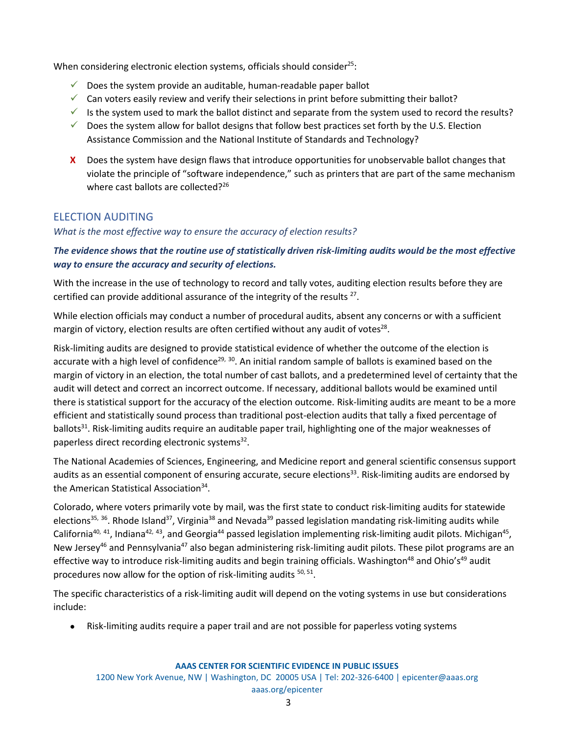When considering electronic election systems, officials should consider[25]:

- ✓ Does the system provide an auditable, human-readable paper ballot
- ✓ Can voters easily review and verify their selections in print before submitting their ballot?
- ✓ Is the system used to mark the ballot distinct and separate from the system used to record the results?
- ✓ Does the system allow for ballot designs that follow best practices set forth by the U.S. Election Assistance Commission and the National Institute of Standards and Technology?
- **X** Does the system have design flaws that introduce opportunities for unobservable ballot changes that violate the principle of "software independence," such as printers that are part of the same mechanism where cast ballots are collected?[26]

## ELECTION AUDITING

*What is the most effective way to ensure the accuracy of election results?*

***The evidence shows that the routine use of statistically driven risk-limiting audits would be the most effective way to ensure the accuracy and security of elections.***

With the increase in the use of technology to record and tally votes, auditing election results before they are certified can provide additional assurance of the integrity of the results [27].

While election officials may conduct a number of procedural audits, absent any concerns or with a sufficient margin of victory, election results are often certified without any audit of votes[28].

Risk-limiting audits are designed to provide statistical evidence of whether the outcome of the election is accurate with a high level of confidence[29, 30]. An initial random sample of ballots is examined based on the margin of victory in an election, the total number of cast ballots, and a predetermined level of certainty that the audit will detect and correct an incorrect outcome. If necessary, additional ballots would be examined until there is statistical support for the accuracy of the election outcome. Risk-limiting audits are meant to be a more efficient and statistically sound process than traditional post-election audits that tally a fixed percentage of ballots[31]. Risk-limiting audits require an auditable paper trail, highlighting one of the major weaknesses of paperless direct recording electronic systems[32].

The National Academies of Sciences, Engineering, and Medicine report and general scientific consensus support audits as an essential component of ensuring accurate, secure elections[33]. Risk-limiting audits are endorsed by the American Statistical Association[34].

Colorado, where voters primarily vote by mail, was the first state to conduct risk-limiting audits for statewide elections[35, 36]. Rhode Island[37], Virginia[38] and Nevada[39] passed legislation mandating risk-limiting audits while California[40, 41], Indiana[42, 43], and Georgia[44] passed legislation implementing risk-limiting audit pilots. Michigan[45], New Jersey[46] and Pennsylvania[47] also began administering risk-limiting audit pilots. These pilot programs are an effective way to introduce risk-limiting audits and begin training officials. Washington[48] and Ohio's[49] audit procedures now allow for the option of risk-limiting audits [50, 51].

The specific characteristics of a risk-limiting audit will depend on the voting systems in use but considerations include:

- Risk-limiting audits require a paper trail and are not possible for paperless voting systems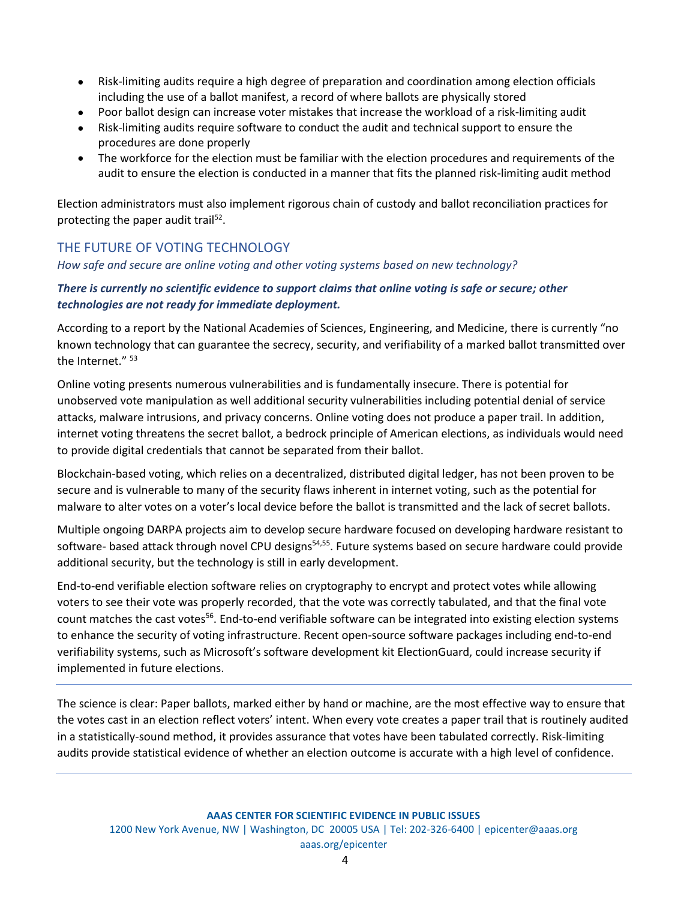- Risk-limiting audits require a high degree of preparation and coordination among election officials including the use of a ballot manifest, a record of where ballots are physically stored
- Poor ballot design can increase voter mistakes that increase the workload of a risk-limiting audit
- Risk-limiting audits require software to conduct the audit and technical support to ensure the procedures are done properly
- The workforce for the election must be familiar with the election procedures and requirements of the audit to ensure the election is conducted in a manner that fits the planned risk-limiting audit method

Election administrators must also implement rigorous chain of custody and ballot reconciliation practices for protecting the paper audit trail[52].

## THE FUTURE OF VOTING TECHNOLOGY

*How safe and secure are online voting and other voting systems based on new technology?*

***There is currently no scientific evidence to support claims that online voting is safe or secure; other technologies are not ready for immediate deployment.***

According to a report by the National Academies of Sciences, Engineering, and Medicine, there is currently "no known technology that can guarantee the secrecy, security, and verifiability of a marked ballot transmitted over the Internet." [53]

Online voting presents numerous vulnerabilities and is fundamentally insecure. There is potential for unobserved vote manipulation as well additional security vulnerabilities including potential denial of service attacks, malware intrusions, and privacy concerns. Online voting does not produce a paper trail. In addition, internet voting threatens the secret ballot, a bedrock principle of American elections, as individuals would need to provide digital credentials that cannot be separated from their ballot.

Blockchain-based voting, which relies on a decentralized, distributed digital ledger, has not been proven to be secure and is vulnerable to many of the security flaws inherent in internet voting, such as the potential for malware to alter votes on a voter's local device before the ballot is transmitted and the lack of secret ballots.

Multiple ongoing DARPA projects aim to develop secure hardware focused on developing hardware resistant to software- based attack through novel CPU designs[54,55]. Future systems based on secure hardware could provide additional security, but the technology is still in early development.

End-to-end verifiable election software relies on cryptography to encrypt and protect votes while allowing voters to see their vote was properly recorded, that the vote was correctly tabulated, and that the final vote count matches the cast votes[56]. End-to-end verifiable software can be integrated into existing election systems to enhance the security of voting infrastructure. Recent open-source software packages including end-to-end verifiability systems, such as Microsoft's software development kit ElectionGuard, could increase security if implemented in future elections.

---

The science is clear: Paper ballots, marked either by hand or machine, are the most effective way to ensure that the votes cast in an election reflect voters' intent. When every vote creates a paper trail that is routinely audited in a statistically-sound method, it provides assurance that votes have been tabulated correctly. Risk-limiting audits provide statistical evidence of whether an election outcome is accurate with a high level of confidence.

---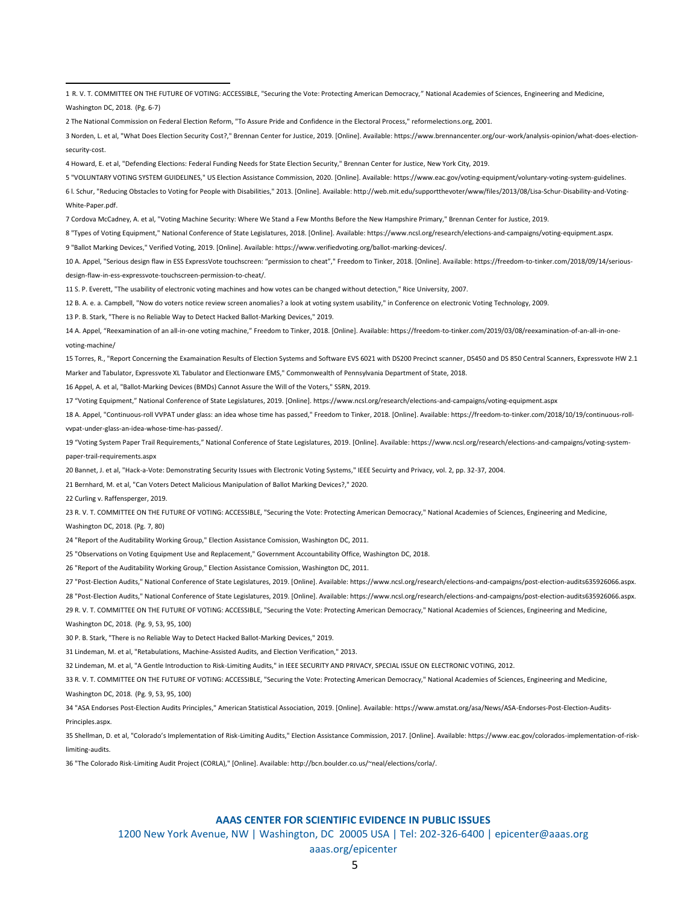1 R. V. T. COMMITTEE ON THE FUTURE OF VOTING: ACCESSIBLE, "Securing the Vote: Protecting American Democracy," National Academies of Sciences, Engineering and Medicine, Washington DC, 2018. (Pg. 6-7)

2 The National Commission on Federal Election Reform, "To Assure Pride and Confidence in the Electoral Process," reformelections.org, 2001.

3 Norden, L. et al, "What Does Election Security Cost?," Brennan Center for Justice, 2019. [Online]. Available: https://www.brennancenter.org/our-work/analysis-opinion/what-does-election-security-cost.

4 Howard, E. et al, "Defending Elections: Federal Funding Needs for State Election Security," Brennan Center for Justice, New York City, 2019.

5 "VOLUNTARY VOTING SYSTEM GUIDELINES," US Election Assistance Commission, 2020. [Online]. Available: https://www.eac.gov/voting-equipment/voluntary-voting-system-guidelines.

6 l. Schur, "Reducing Obstacles to Voting for People with Disabilities," 2013. [Online]. Available: http://web.mit.edu/supportthevoter/www/files/2013/08/Lisa-Schur-Disability-and-Voting-White-Paper.pdf.

7 Cordova McCadney, A. et al, "Voting Machine Security: Where We Stand a Few Months Before the New Hampshire Primary," Brennan Center for Justice, 2019.

8 "Types of Voting Equipment," National Conference of State Legislatures, 2018. [Online]. Available: https://www.ncsl.org/research/elections-and-campaigns/voting-equipment.aspx.

9 "Ballot Marking Devices," Verified Voting, 2019. [Online]. Available: https://www.verifiedvoting.org/ballot-marking-devices/.

10 A. Appel, "Serious design flaw in ESS ExpressVote touchscreen: "permission to cheat"," Freedom to Tinker, 2018. [Online]. Available: https://freedom-to-tinker.com/2018/09/14/serious-design-flaw-in-ess-expressvote-touchscreen-permission-to-cheat/.

11 S. P. Everett, "The usability of electronic voting machines and how votes can be changed without detection," Rice University, 2007.

12 B. A. e. a. Campbell, "Now do voters notice review screen anomalies? a look at voting system usability," in Conference on electronic Voting Technology, 2009.

13 P. B. Stark, "There is no Reliable Way to Detect Hacked Ballot-Marking Devices," 2019.

14 A. Appel, "Reexamination of an all-in-one voting machine," Freedom to Tinker, 2018. [Online]. Available: https://freedom-to-tinker.com/2019/03/08/reexamination-of-an-all-in-one-voting-machine/

15 Torres, R., "Report Concerning the Examaination Results of Election Systems and Software EVS 6021 with DS200 Precinct scanner, DS450 and DS 850 Central Scanners, Expressvote HW 2.1 Marker and Tabulator, Expressvote XL Tabulator and Electionware EMS," Commonwealth of Pennsylvania Department of State, 2018.

16 Appel, A. et al, "Ballot-Marking Devices (BMDs) Cannot Assure the Will of the Voters," SSRN, 2019.

17 "Voting Equipment," National Conference of State Legislatures, 2019. [Online]. https://www.ncsl.org/research/elections-and-campaigns/voting-equipment.aspx

18 A. Appel, "Continuous-roll VVPAT under glass: an idea whose time has passed," Freedom to Tinker, 2018. [Online]. Available: https://freedom-to-tinker.com/2018/10/19/continuous-roll-vvpat-under-glass-an-idea-whose-time-has-passed/.

19 "Voting System Paper Trail Requirements," National Conference of State Legislatures, 2019. [Online]. Available: https://www.ncsl.org/research/elections-and-campaigns/voting-system-paper-trail-requirements.aspx

20 Bannet, J. et al, "Hack-a-Vote: Demonstrating Security Issues with Electronic Voting Systems," IEEE Secuirty and Privacy, vol. 2, pp. 32-37, 2004.

21 Bernhard, M. et al, "Can Voters Detect Malicious Manipulation of Ballot Marking Devices?," 2020.

22 Curling v. Raffensperger, 2019.

23 R. V. T. COMMITTEE ON THE FUTURE OF VOTING: ACCESSIBLE, "Securing the Vote: Protecting American Democracy," National Academies of Sciences, Engineering and Medicine, Washington DC, 2018. (Pg. 7, 80)

24 "Report of the Auditability Working Group," Election Assistance Comission, Washington DC, 2011.

25 "Observations on Voting Equipment Use and Replacement," Government Accountability Office, Washington DC, 2018.

26 "Report of the Auditability Working Group," Election Assistance Comission, Washington DC, 2011.

27 "Post-Election Audits," National Conference of State Legislatures, 2019. [Online]. Available: https://www.ncsl.org/research/elections-and-campaigns/post-election-audits635926066.aspx.

28 "Post-Election Audits," National Conference of State Legislatures, 2019. [Online]. Available: https://www.ncsl.org/research/elections-and-campaigns/post-election-audits635926066.aspx.

29 R. V. T. COMMITTEE ON THE FUTURE OF VOTING: ACCESSIBLE, "Securing the Vote: Protecting American Democracy," National Academies of Sciences, Engineering and Medicine, Washington DC, 2018. (Pg. 9, 53, 95, 100)

30 P. B. Stark, "There is no Reliable Way to Detect Hacked Ballot-Marking Devices," 2019.

31 Lindeman, M. et al, "Retabulations, Machine-Assisted Audits, and Election Verification," 2013.

32 Lindeman, M. et al, "A Gentle Introduction to Risk-Limiting Audits," in IEEE SECURITY AND PRIVACY, SPECIAL ISSUE ON ELECTRONIC VOTING, 2012.

33 R. V. T. COMMITTEE ON THE FUTURE OF VOTING: ACCESSIBLE, "Securing the Vote: Protecting American Democracy," National Academies of Sciences, Engineering and Medicine, Washington DC, 2018. (Pg. 9, 53, 95, 100)

34 "ASA Endorses Post-Election Audits Principles," American Statistical Association, 2019. [Online]. Available: https://www.amstat.org/asa/News/ASA-Endorses-Post-Election-Audits-Principles.aspx.

35 Shellman, D. et al, "Colorado's Implementation of Risk-Limiting Audits," Election Assistance Commission, 2017. [Online]. Available: https://www.eac.gov/colorados-implementation-of-risk-limiting-audits.

36 "The Colorado Risk-Limiting Audit Project (CORLA)," [Online]. Available: http://bcn.boulder.co.us/~neal/elections/corla/.

**AAAS CENTER FOR SCIENTIFIC EVIDENCE IN PUBLIC ISSUES**

1200 New York Avenue, NW | Washington, DC 20005 USA | Tel: 202-326-6400 | epicenter@aaas.org

aaas.org/epicenter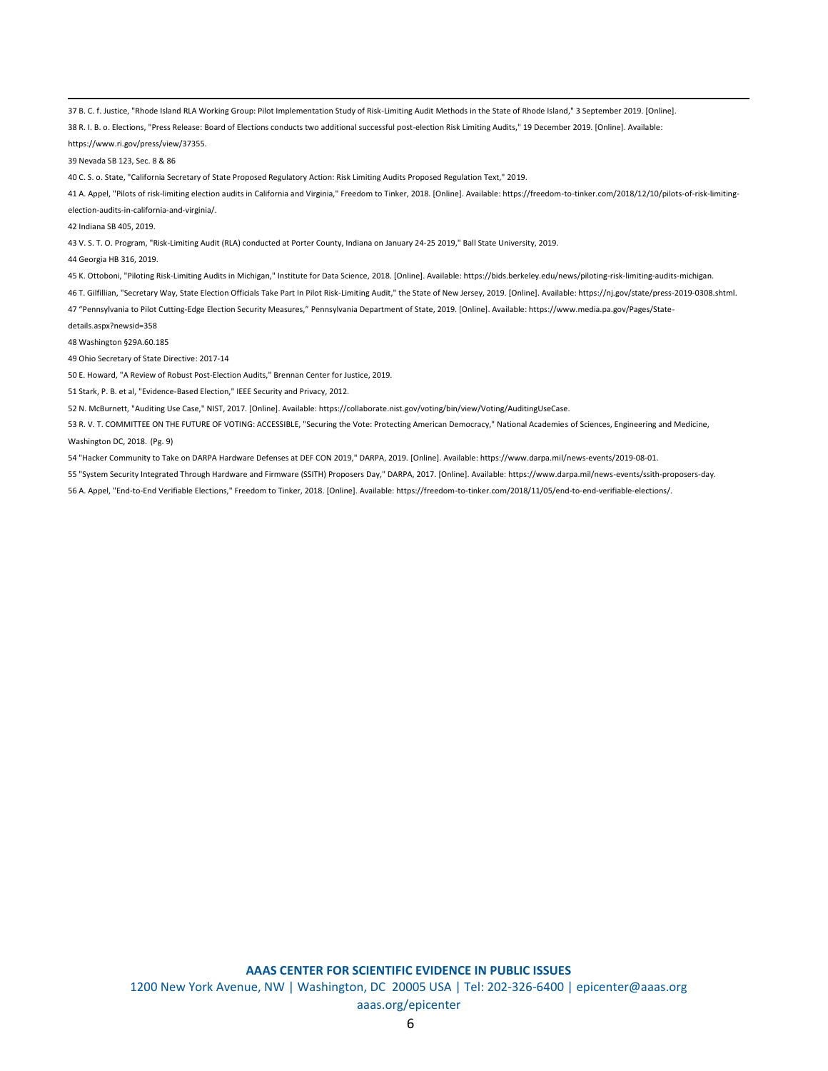37 B. C. f. Justice, "Rhode Island RLA Working Group: Pilot Implementation Study of Risk-Limiting Audit Methods in the State of Rhode Island," 3 September 2019. [Online].

38 R. I. B. o. Elections, "Press Release: Board of Elections conducts two additional successful post-election Risk Limiting Audits," 19 December 2019. [Online]. Available: https://www.ri.gov/press/view/37355.

39 Nevada SB 123, Sec. 8 & 86

40 C. S. o. State, "California Secretary of State Proposed Regulatory Action: Risk Limiting Audits Proposed Regulation Text," 2019.

41 A. Appel, "Pilots of risk-limiting election audits in California and Virginia," Freedom to Tinker, 2018. [Online]. Available: https://freedom-to-tinker.com/2018/12/10/pilots-of-risk-limiting-election-audits-in-california-and-virginia/.

42 Indiana SB 405, 2019.

43 V. S. T. O. Program, "Risk-Limiting Audit (RLA) conducted at Porter County, Indiana on January 24-25 2019," Ball State University, 2019.

44 Georgia HB 316, 2019.

45 K. Ottoboni, "Piloting Risk-Limiting Audits in Michigan," Institute for Data Science, 2018. [Online]. Available: https://bids.berkeley.edu/news/piloting-risk-limiting-audits-michigan.

46 T. Gilfillian, "Secretary Way, State Election Officials Take Part In Pilot Risk-Limiting Audit," the State of New Jersey, 2019. [Online]. Available: https://nj.gov/state/press-2019-0308.shtml.

47 "Pennsylvania to Pilot Cutting-Edge Election Security Measures," Pennsylvania Department of State, 2019. [Online]. Available: https://www.media.pa.gov/Pages/State-details.aspx?newsid=358

48 Washington §29A.60.185

49 Ohio Secretary of State Directive: 2017-14

50 E. Howard, "A Review of Robust Post-Election Audits," Brennan Center for Justice, 2019.

51 Stark, P. B. et al, "Evidence-Based Election," IEEE Security and Privacy, 2012.

52 N. McBurnett, "Auditing Use Case," NIST, 2017. [Online]. Available: https://collaborate.nist.gov/voting/bin/view/Voting/AuditingUseCase.

53 R. V. T. COMMITTEE ON THE FUTURE OF VOTING: ACCESSIBLE, "Securing the Vote: Protecting American Democracy," National Academies of Sciences, Engineering and Medicine, Washington DC, 2018. (Pg. 9)

54 "Hacker Community to Take on DARPA Hardware Defenses at DEF CON 2019," DARPA, 2019. [Online]. Available: https://www.darpa.mil/news-events/2019-08-01.

55 "System Security Integrated Through Hardware and Firmware (SSITH) Proposers Day," DARPA, 2017. [Online]. Available: https://www.darpa.mil/news-events/ssith-proposers-day.

56 A. Appel, "End-to-End Verifiable Elections," Freedom to Tinker, 2018. [Online]. Available: https://freedom-to-tinker.com/2018/11/05/end-to-end-verifiable-elections/.

**AAAS CENTER FOR SCIENTIFIC EVIDENCE IN PUBLIC ISSUES**

1200 New York Avenue, NW | Washington, DC 20005 USA | Tel: 202-326-6400 | epicenter@aaas.org

aaas.org/epicenter